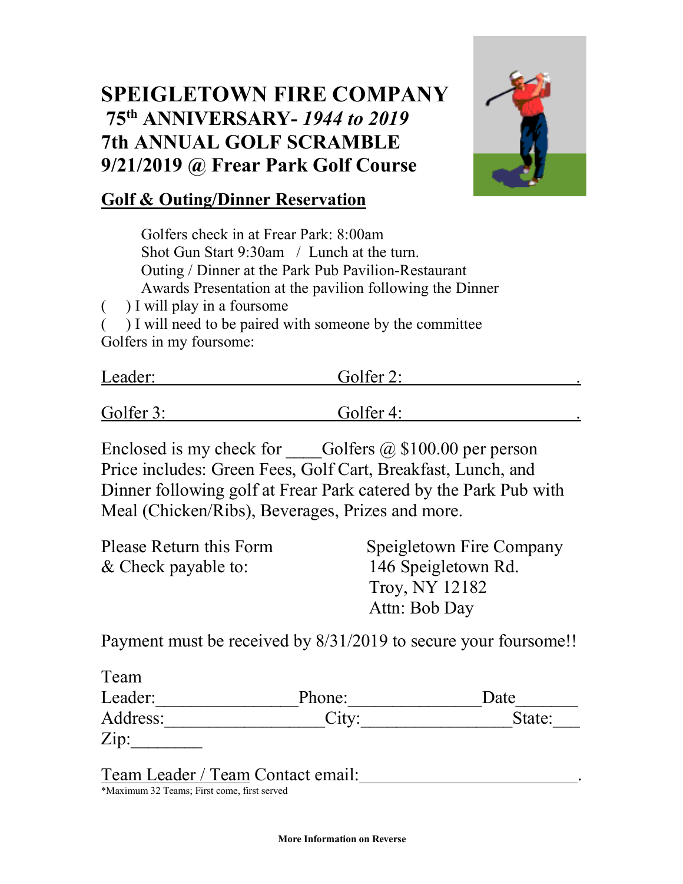# SPEIGLETOWN FIRE COMPANY

## 75th ANNIVERSARY- *1944 to 2019*

## 7th ANNUAL GOLF SCRAMBLE

## 9/21/2019 @ Frear Park Golf Course

**Golf & Outing/Dinner Reservation**

Golfers check in at Frear Park: 8:00am
Shot Gun Start 9:30am / Lunch at the turn.
Outing / Dinner at the Park Pub Pavilion-Restaurant
Awards Presentation at the pavilion following the Dinner

( ) I will play in a foursome
( ) I will need to be paired with someone by the committee

Golfers in my foursome:

Leader:________________________ Golfer 2:________________________.

Golfer 3:________________________ Golfer 4:________________________.

Enclosed is my check for ____Golfers @ $100.00 per person
Price includes: Green Fees, Golf Cart, Breakfast, Lunch, and Dinner following golf at Frear Park catered by the Park Pub with Meal (Chicken/Ribs), Beverages, Prizes and more.

Please Return this Form & Check payable to:

Speigletown Fire Company
146 Speigletown Rd.
Troy, NY 12182
Attn: Bob Day

Payment must be received by 8/31/2019 to secure your foursome!!

Team Leader:________________Phone:_______________Date_______
Address:__________________City:_________________State:___
Zip:________

Team Leader / Team Contact email:__________________________.

*Maximum 32 Teams; First come, first served

**More Information on Reverse**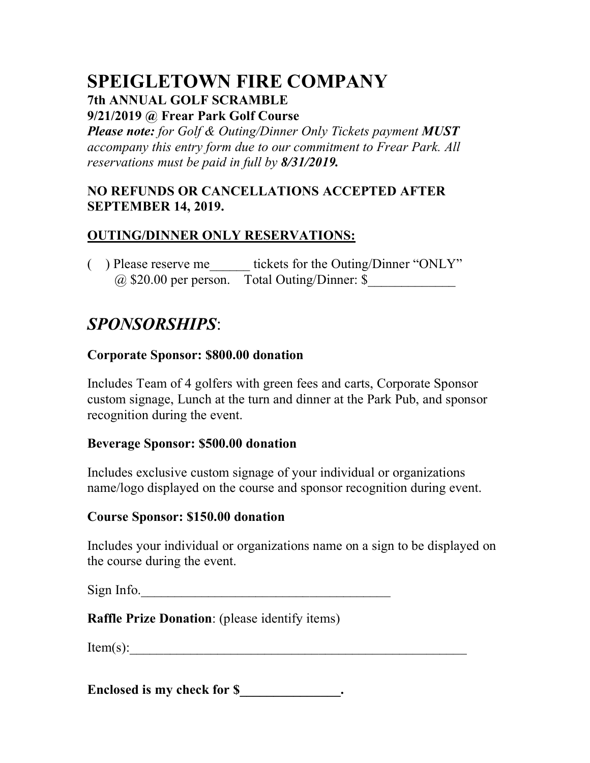# SPEIGLETOWN FIRE COMPANY

### 7th ANNUAL GOLF SCRAMBLE

### 9/21/2019 @ Frear Park Golf Course

***Please note:*** *for Golf & Outing/Dinner Only Tickets payment* ***MUST*** *accompany this entry form due to our commitment to Frear Park. All reservations must be paid in full by* ***8/31/2019.***

**NO REFUNDS OR CANCELLATIONS ACCEPTED AFTER SEPTEMBER 14, 2019.**

**OUTING/DINNER ONLY RESERVATIONS:**

(  ) Please reserve me______ tickets for the Outing/Dinner "ONLY" @ $20.00 per person.    Total Outing/Dinner: $_____________

## *SPONSORSHIPS*:

**Corporate Sponsor: $800.00 donation**

Includes Team of 4 golfers with green fees and carts, Corporate Sponsor custom signage, Lunch at the turn and dinner at the Park Pub, and sponsor recognition during the event.

**Beverage Sponsor: $500.00 donation**

Includes exclusive custom signage of your individual or organizations name/logo displayed on the course and sponsor recognition during event.

**Course Sponsor: $150.00 donation**

Includes your individual or organizations name on a sign to be displayed on the course during the event.

Sign Info.______________________________________

**Raffle Prize Donation**: (please identify items)

Item(s):_____________________________________________________

**Enclosed is my check for $_______________.**